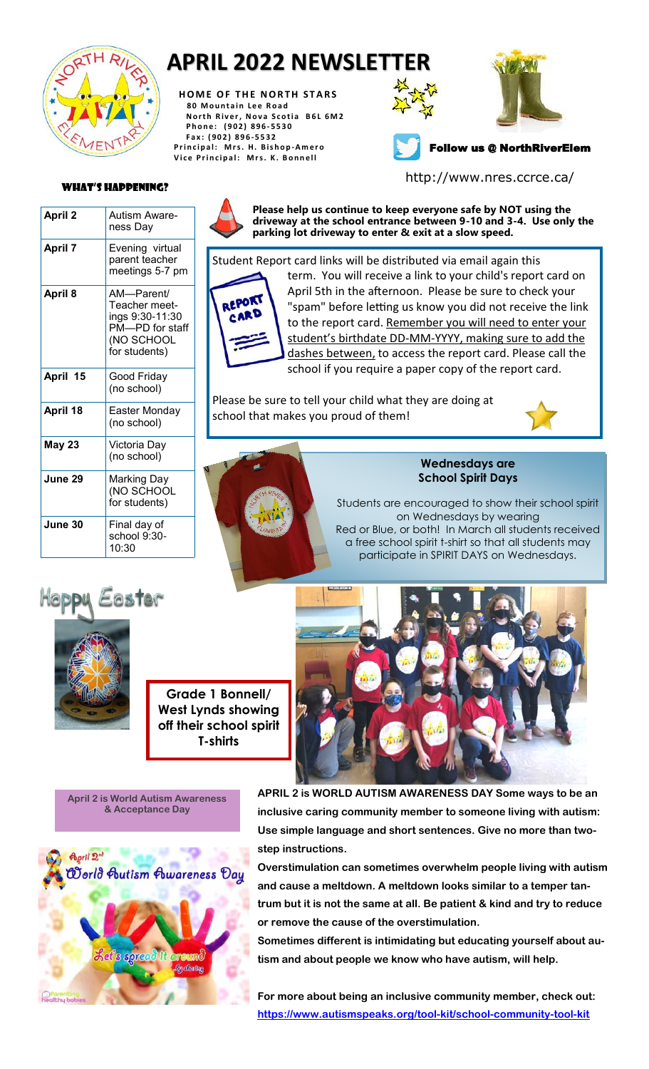# APRIL 2022 NEWSLETTER

**HOME OF THE NORTH STARS**
80 Mountain Lee Road
North River, Nova Scotia B6L 6M2
Phone: (902) 896-5530
Fax: (902) 896-5532
Principal: Mrs. H. Bishop-Amero
Vice Principal: Mrs. K. Bonnell

Follow us @ NorthRiverElem

http://www.nres.ccrce.ca/

### WHAT'S HAPPENING?

| | |
|---|---|
| **April 2** | Autism Awareness Day |
| **April 7** | Evening virtual parent teacher meetings 5-7 pm |
| **April 8** | AM—Parent/Teacher meetings 9:30-11:30 PM—PD for staff (NO SCHOOL for students) |
| **April 15** | Good Friday (no school) |
| **April 18** | Easter Monday (no school) |
| **May 23** | Victoria Day (no school) |
| **June 29** | Marking Day (NO SCHOOL for students) |
| **June 30** | Final day of school 9:30-10:30 |

**Please help us continue to keep everyone safe by NOT using the driveway at the school entrance between 9-10 and 3-4. Use only the parking lot driveway to enter & exit at a slow speed.**

Student Report card links will be distributed via email again this term. You will receive a link to your child's report card on April 5th in the afternoon. Please be sure to check your "spam" before letting us know you did not receive the link to the report card. Remember you will need to enter your student's birthdate DD-MM-YYYY, making sure to add the dashes between, to access the report card. Please call the school if you require a paper copy of the report card.

Please be sure to tell your child what they are doing at school that makes you proud of them!

**Wednesdays are School Spirit Days**

Students are encouraged to show their school spirit on Wednesdays by wearing Red or Blue, or both! In March all students received a free school spirit t-shirt so that all students may participate in SPIRIT DAYS on Wednesdays.

Happy Easter

**Grade 1 Bonnell/ West Lynds showing off their school spirit T-shirts**

**April 2 is World Autism Awareness & Acceptance Day**

**APRIL 2 is WORLD AUTISM AWARENESS DAY Some ways to be an inclusive caring community member to someone living with autism: Use simple language and short sentences. Give no more than two-step instructions.**

**Overstimulation can sometimes overwhelm people living with autism and cause a meltdown. A meltdown looks similar to a temper tantrum but it is not the same at all. Be patient & kind and try to reduce or remove the cause of the overstimulation.**

**Sometimes different is intimidating but educating yourself about autism and about people we know who have autism, will help.**

**For more about being an inclusive community member, check out:** https://www.autismspeaks.org/tool-kit/school-community-tool-kit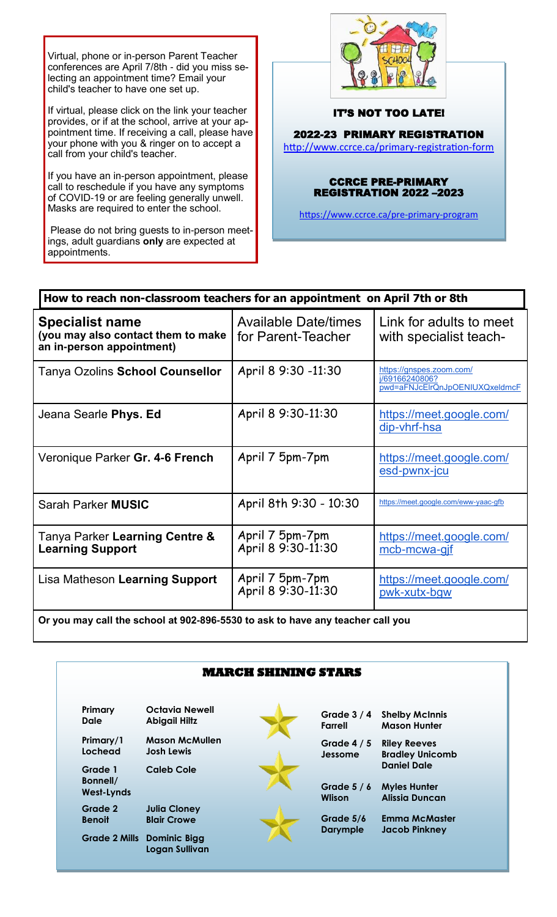Virtual, phone or in-person Parent Teacher conferences are April 7/8th - did you miss selecting an appointment time? Email your child's teacher to have one set up.

If virtual, please click on the link your teacher provides, or if at the school, arrive at your appointment time. If receiving a call, please have your phone with you & ringer on to accept a call from your child's teacher.

If you have an in-person appointment, please call to reschedule if you have any symptoms of COVID-19 or are feeling generally unwell. Masks are required to enter the school.

Please do not bring guests to in-person meetings, adult guardians **only** are expected at appointments.

**IT'S NOT TOO LATE!**

**2022-23 PRIMARY REGISTRATION**

http://www.ccrce.ca/primary-registration-form

**CCRCE PRE-PRIMARY REGISTRATION 2022 –2023**

https://www.ccrce.ca/pre-primary-program

**How to reach non-classroom teachers for an appointment on April 7th or 8th**

| **Specialist name (you may also contact them to make an in-person appointment)** | Available Date/times for Parent-Teacher | Link for adults to meet with specialist teach- |
|---|---|---|
| Tanya Ozolins **School Counsellor** | April 8 9:30 -11:30 | https://gnspes.zoom.com/j/69166240806?pwd=aFNJcElrQnJpOENIUXQxeldmcF |
| Jeana Searle **Phys. Ed** | April 8 9:30-11:30 | https://meet.google.com/dip-vhrf-hsa |
| Veronique Parker **Gr. 4-6 French** | April 7 5pm-7pm | https://meet.google.com/esd-pwnx-jcu |
| Sarah Parker **MUSIC** | April 8th 9:30 - 10:30 | https://meet.google.com/eww-yaac-gfb |
| Tanya Parker **Learning Centre & Learning Support** | April 7 5pm-7pm<br>April 8 9:30-11:30 | https://meet.google.com/mcb-mcwa-gjf |
| Lisa Matheson **Learning Support** | April 7 5pm-7pm<br>April 8 9:30-11:30 | https://meet.google.com/pwk-xutx-bgw |

**Or you may call the school at 902-896-5530 to ask to have any teacher call you**

## MARCH SHINING STARS

| Class | Students |
|---|---|
| Primary Dale | Octavia Newell, Abigail Hiltz |
| Primary/1 Lochead | Mason McMullen, Josh Lewis |
| Grade 1 Bonnell/West-Lynds | Caleb Cole |
| Grade 2 Benoit | Julia Cloney, Blair Crowe |
| Grade 2 Mills | Dominic Bigg, Logan Sullivan |
| Grade 3 / 4 Farrell | Shelby McInnis, Mason Hunter |
| Grade 4 / 5 Jessome | Riley Reeves, Bradley Unicomb, Daniel Dale |
| Grade 5 / 6 Wlison | Myles Hunter, Alissia Duncan |
| Grade 5/6 Darymple | Emma McMaster, Jacob Pinkney |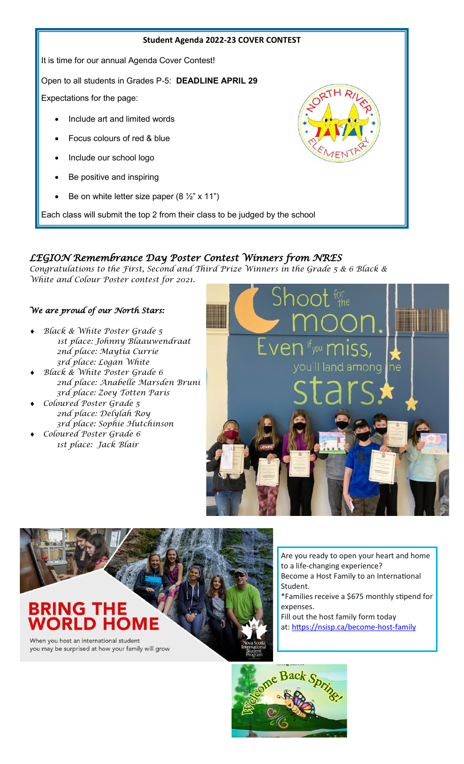## Student Agenda 2022-23 COVER CONTEST

It is time for our annual Agenda Cover Contest!

Open to all students in Grades P-5: **DEADLINE APRIL 29**

Expectations for the page:

- Include art and limited words
- Focus colours of red & blue
- Include our school logo
- Be positive and inspiring
- Be on white letter size paper (8 ½" x 11")

Each class will submit the top 2 from their class to be judged by the school

## *LEGION Remembrance Day Poster Contest Winners from NRES*

*Congratulations to the First, Second and Third Prize Winners in the Grade 5 & 6 Black & White and Colour Poster contest for 2021.*

### *We are proud of our North Stars:*

- *Black & White Poster Grade 5*
  - *1st place: Johnny Blaauwendraat*
  - *2nd place: Maytia Currie*
  - *3rd place: Logan White*
- *Black & White Poster Grade 6*
  - *2nd place: Anabelle Marsden Bruni*
  - *3rd place: Zoey Totten Paris*
- *Coloured Poster Grade 5*
  - *2nd place: Delylah Roy*
  - *3rd place: Sophie Hutchinson*
- *Coloured Poster Grade 6*
  - *1st place: Jack Blair*

## BRING THE WORLD HOME

When you host an international student you may be surprised at how your family will grow

Are you ready to open your heart and home to a life-changing experience?
Become a Host Family to an International Student.
*Families receive a $675 monthly stipend for expenses.
Fill out the host family form today at: https://nsisp.ca/become-host-family

Welcome Back Spring!